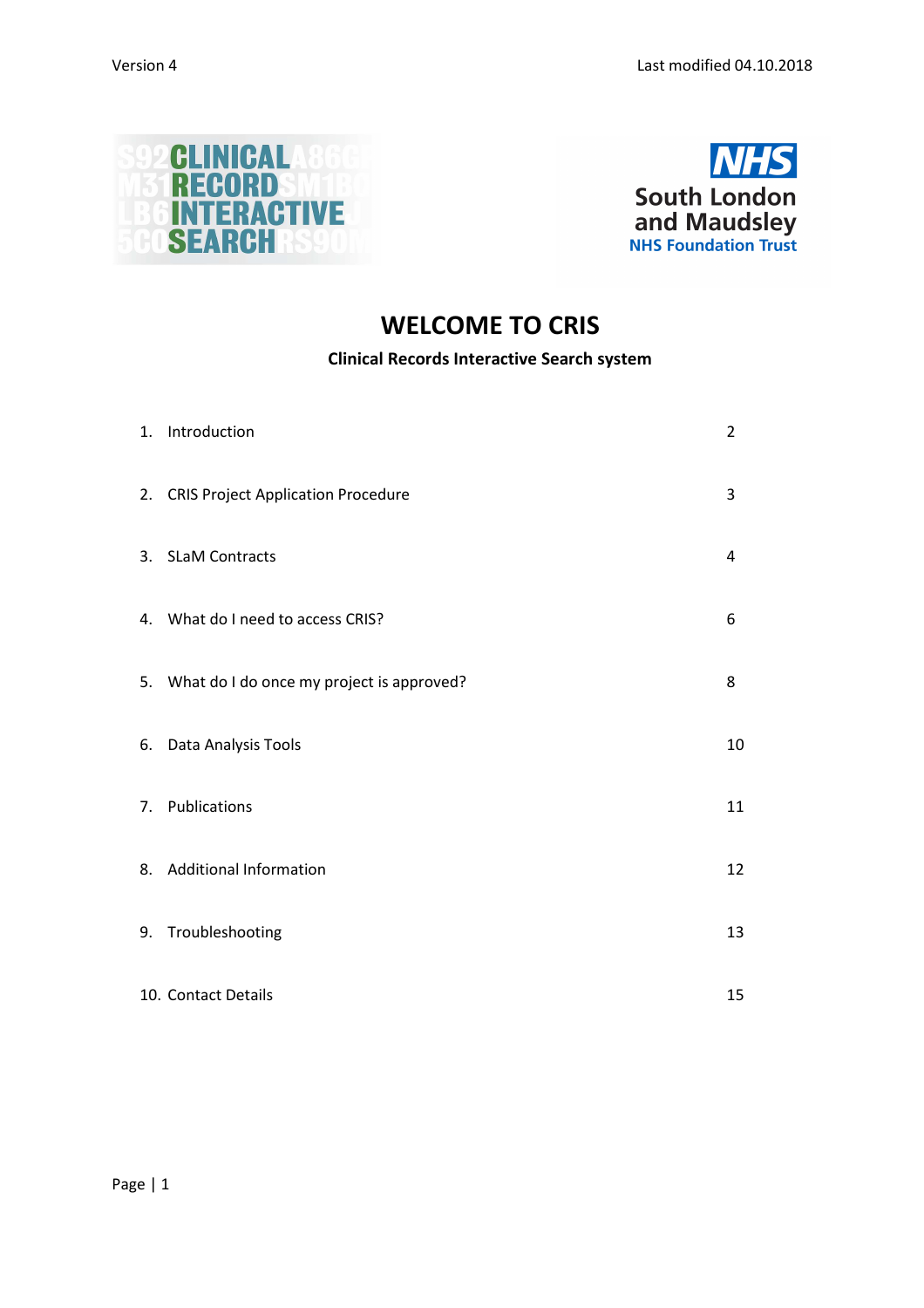Version 4 Last modified 04.10.2018

# WELCOME TO CRIS

**Clinical Records Interactive Search system**

| | | |
|---|---|---|
| 1. | Introduction | 2 |
| 2. | CRIS Project Application Procedure | 3 |
| 3. | SLaM Contracts | 4 |
| 4. | What do I need to access CRIS? | 6 |
| 5. | What do I do once my project is approved? | 8 |
| 6. | Data Analysis Tools | 10 |
| 7. | Publications | 11 |
| 8. | Additional Information | 12 |
| 9. | Troubleshooting | 13 |
| 10. | Contact Details | 15 |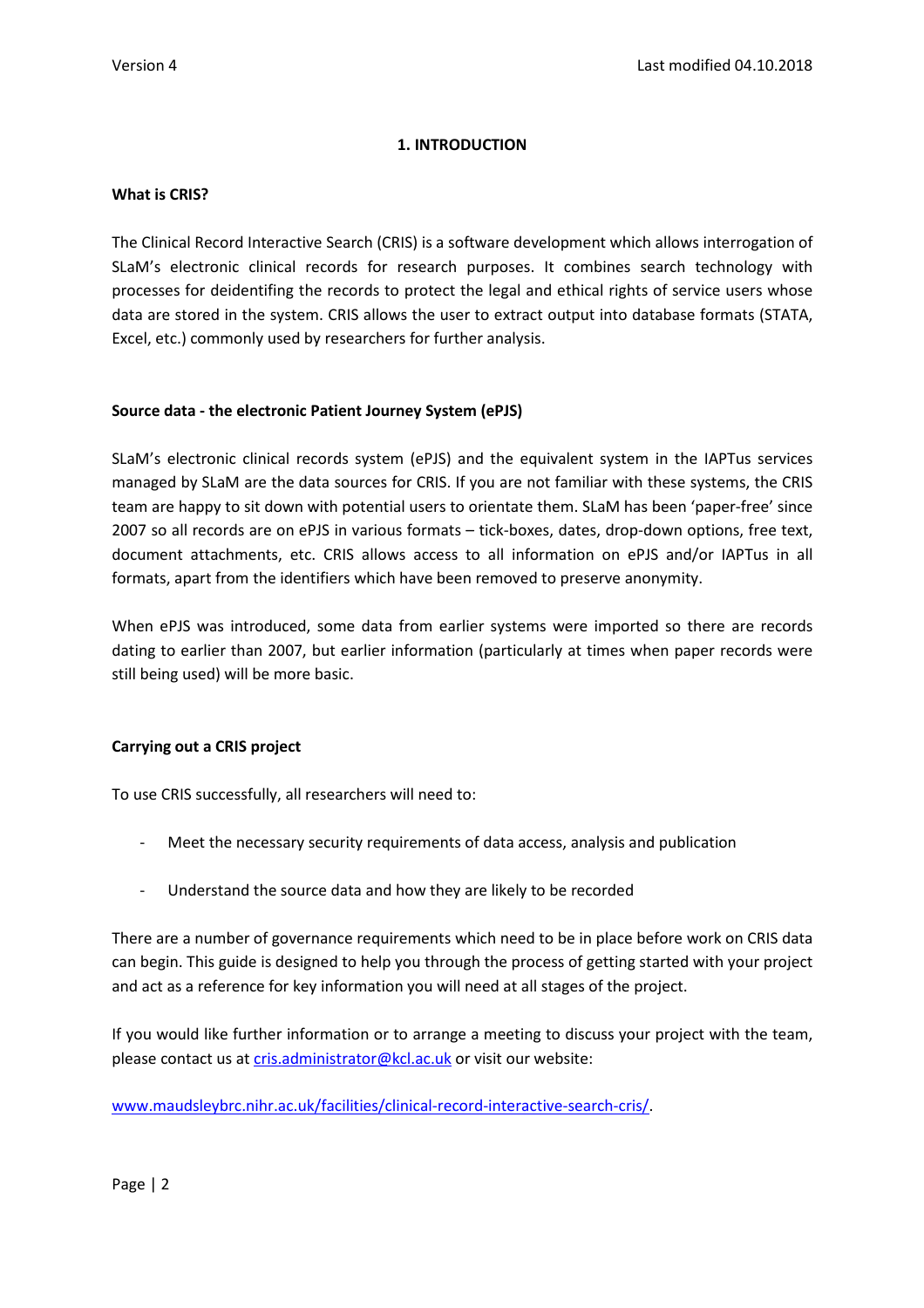## 1. INTRODUCTION

**What is CRIS?**

The Clinical Record Interactive Search (CRIS) is a software development which allows interrogation of SLaM's electronic clinical records for research purposes. It combines search technology with processes for deidentifing the records to protect the legal and ethical rights of service users whose data are stored in the system. CRIS allows the user to extract output into database formats (STATA, Excel, etc.) commonly used by researchers for further analysis.

**Source data - the electronic Patient Journey System (ePJS)**

SLaM's electronic clinical records system (ePJS) and the equivalent system in the IAPTus services managed by SLaM are the data sources for CRIS. If you are not familiar with these systems, the CRIS team are happy to sit down with potential users to orientate them. SLaM has been 'paper-free' since 2007 so all records are on ePJS in various formats – tick-boxes, dates, drop-down options, free text, document attachments, etc. CRIS allows access to all information on ePJS and/or IAPTus in all formats, apart from the identifiers which have been removed to preserve anonymity.

When ePJS was introduced, some data from earlier systems were imported so there are records dating to earlier than 2007, but earlier information (particularly at times when paper records were still being used) will be more basic.

**Carrying out a CRIS project**

To use CRIS successfully, all researchers will need to:

- Meet the necessary security requirements of data access, analysis and publication
- Understand the source data and how they are likely to be recorded

There are a number of governance requirements which need to be in place before work on CRIS data can begin. This guide is designed to help you through the process of getting started with your project and act as a reference for key information you will need at all stages of the project.

If you would like further information or to arrange a meeting to discuss your project with the team, please contact us at cris.administrator@kcl.ac.uk or visit our website:

www.maudsleybrc.nihr.ac.uk/facilities/clinical-record-interactive-search-cris/.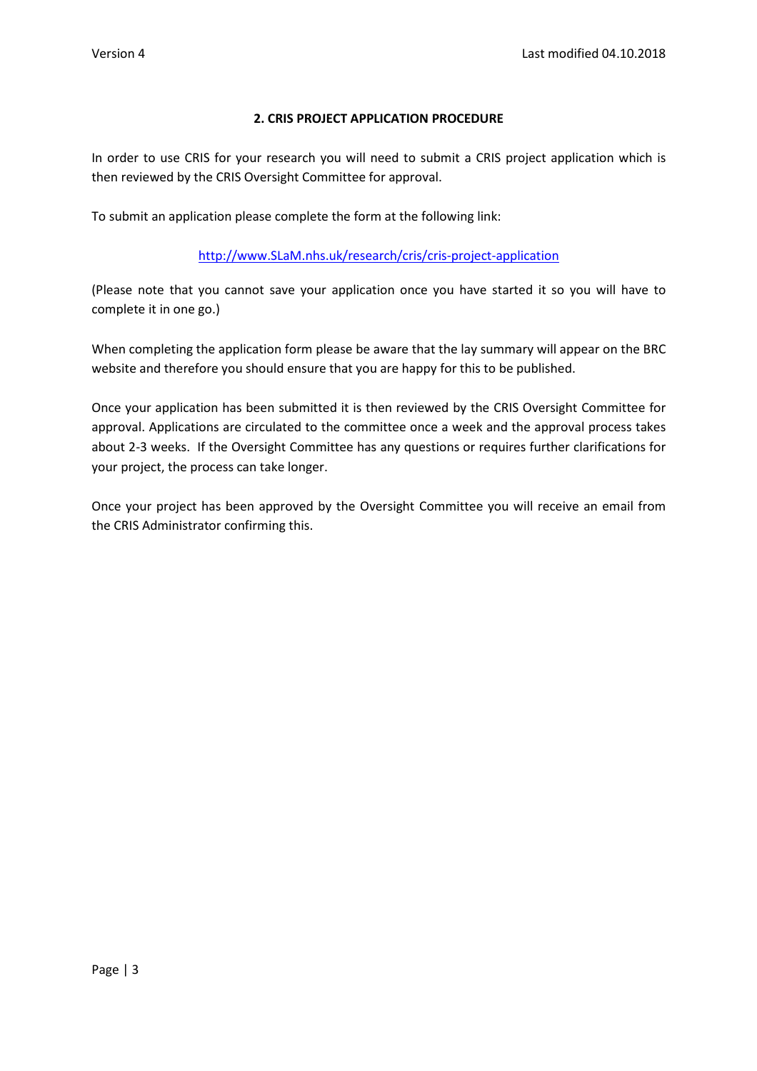## 2. CRIS PROJECT APPLICATION PROCEDURE

In order to use CRIS for your research you will need to submit a CRIS project application which is then reviewed by the CRIS Oversight Committee for approval.

To submit an application please complete the form at the following link:

http://www.SLaM.nhs.uk/research/cris/cris-project-application

(Please note that you cannot save your application once you have started it so you will have to complete it in one go.)

When completing the application form please be aware that the lay summary will appear on the BRC website and therefore you should ensure that you are happy for this to be published.

Once your application has been submitted it is then reviewed by the CRIS Oversight Committee for approval. Applications are circulated to the committee once a week and the approval process takes about 2-3 weeks. If the Oversight Committee has any questions or requires further clarifications for your project, the process can take longer.

Once your project has been approved by the Oversight Committee you will receive an email from the CRIS Administrator confirming this.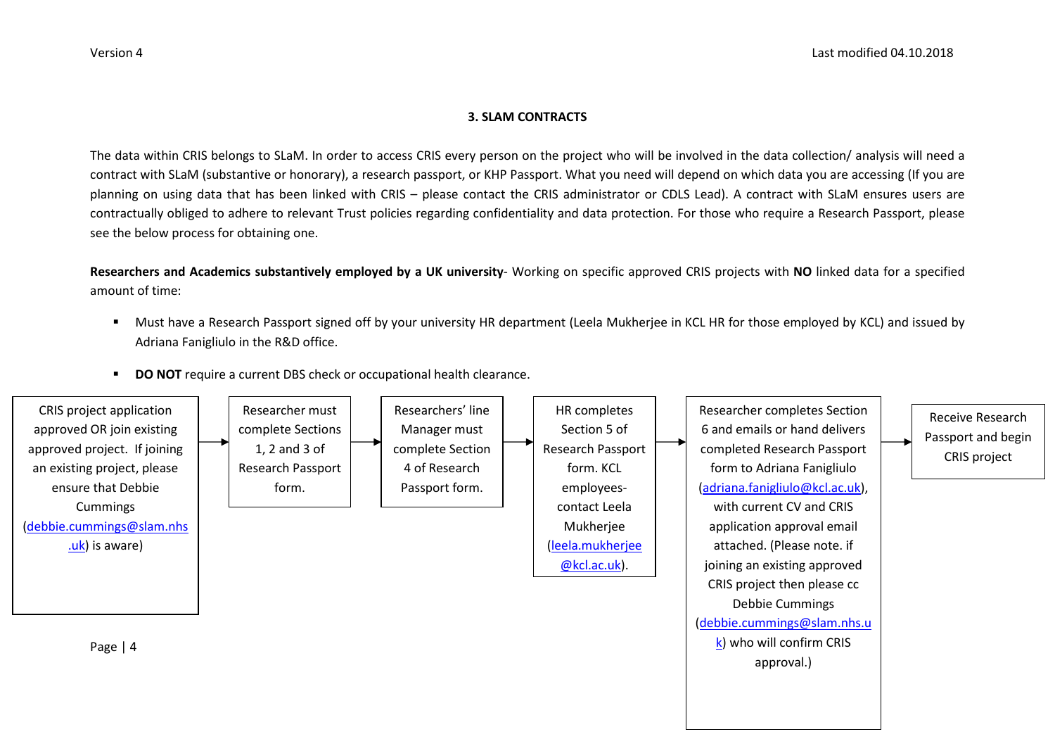### 3. SLAM CONTRACTS

The data within CRIS belongs to SLaM. In order to access CRIS every person on the project who will be involved in the data collection/ analysis will need a contract with SLaM (substantive or honorary), a research passport, or KHP Passport. What you need will depend on which data you are accessing (If you are planning on using data that has been linked with CRIS – please contact the CRIS administrator or CDLS Lead). A contract with SLaM ensures users are contractually obliged to adhere to relevant Trust policies regarding confidentiality and data protection. For those who require a Research Passport, please see the below process for obtaining one.

**Researchers and Academics substantively employed by a UK university**- Working on specific approved CRIS projects with **NO** linked data for a specified amount of time:

- Must have a Research Passport signed off by your university HR department (Leela Mukherjee in KCL HR for those employed by KCL) and issued by Adriana Fanigliulo in the R&D office.
- **DO NOT** require a current DBS check or occupational health clearance.

CRIS project application approved OR join existing approved project. If joining an existing project, please ensure that Debbie Cummings (debbie.cummings@slam.nhs.uk) is aware)

→ Researcher must complete Sections 1, 2 and 3 of Research Passport form.

→ Researchers' line Manager must complete Section 4 of Research Passport form.

→ HR completes Section 5 of Research Passport form. KCL employees- contact Leela Mukherjee (leela.mukherjee@kcl.ac.uk).

→ Researcher completes Section 6 and emails or hand delivers completed Research Passport form to Adriana Fanigliulo (adriana.fanigliulo@kcl.ac.uk), with current CV and CRIS application approval email attached. (Please note. if joining an existing approved CRIS project then please cc Debbie Cummings (debbie.cummings@slam.nhs.uk) who will confirm CRIS approval.)

→ Receive Research Passport and begin CRIS project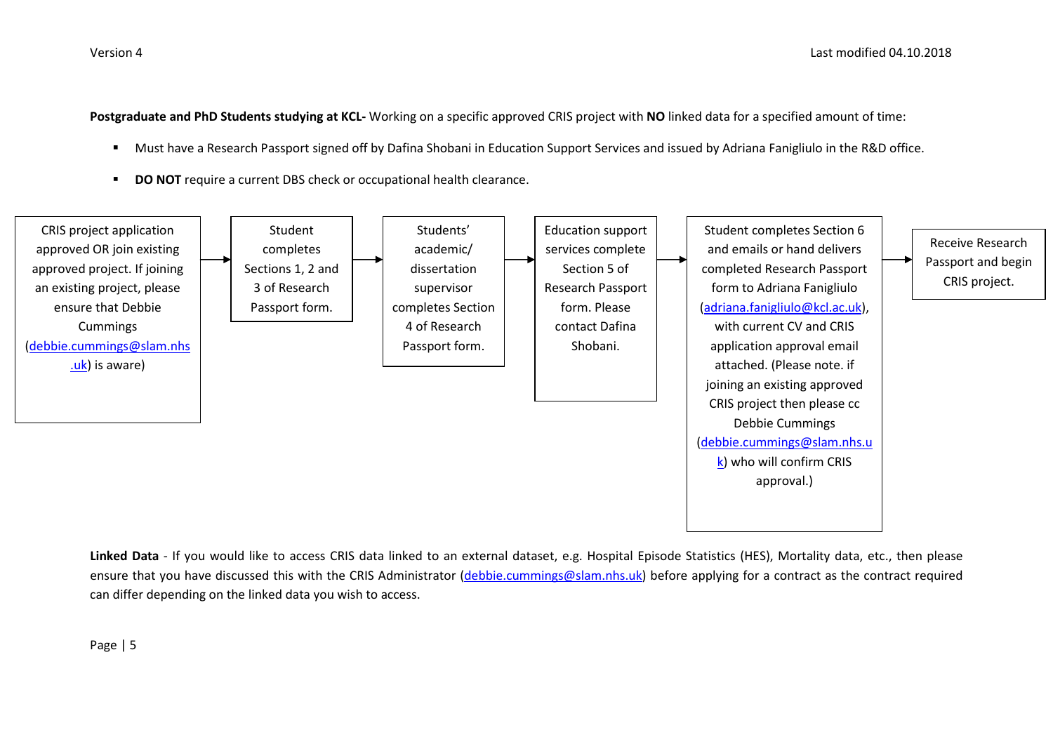**Postgraduate and PhD Students studying at KCL-** Working on a specific approved CRIS project with **NO** linked data for a specified amount of time:

- Must have a Research Passport signed off by Dafina Shobani in Education Support Services and issued by Adriana Fanigliulo in the R&D office.
- **DO NOT** require a current DBS check or occupational health clearance.

1. CRIS project application approved OR join existing approved project. If joining an existing project, please ensure that Debbie Cummings (debbie.cummings@slam.nhs.uk) is aware)
2. → Student completes Sections 1, 2 and 3 of Research Passport form.
3. → Students' academic/ dissertation supervisor completes Section 4 of Research Passport form.
4. → Education support services complete Section 5 of Research Passport form. Please contact Dafina Shobani.
5. → Student completes Section 6 and emails or hand delivers completed Research Passport form to Adriana Fanigliulo (adriana.fanigliulo@kcl.ac.uk), with current CV and CRIS application approval email attached. (Please note. if joining an existing approved CRIS project then please cc Debbie Cummings (debbie.cummings@slam.nhs.uk) who will confirm CRIS approval.)
6. → Receive Research Passport and begin CRIS project.

**Linked Data** - If you would like to access CRIS data linked to an external dataset, e.g. Hospital Episode Statistics (HES), Mortality data, etc., then please ensure that you have discussed this with the CRIS Administrator (debbie.cummings@slam.nhs.uk) before applying for a contract as the contract required can differ depending on the linked data you wish to access.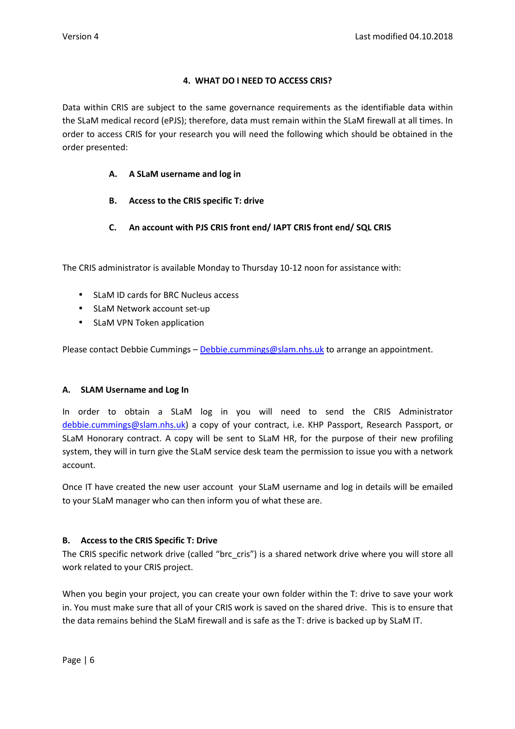## 4. WHAT DO I NEED TO ACCESS CRIS?

Data within CRIS are subject to the same governance requirements as the identifiable data within the SLaM medical record (ePJS); therefore, data must remain within the SLaM firewall at all times. In order to access CRIS for your research you will need the following which should be obtained in the order presented:

- **A. A SLaM username and log in**
- **B. Access to the CRIS specific T: drive**
- **C. An account with PJS CRIS front end/ IAPT CRIS front end/ SQL CRIS**

The CRIS administrator is available Monday to Thursday 10-12 noon for assistance with:

- SLaM ID cards for BRC Nucleus access
- SLaM Network account set-up
- SLaM VPN Token application

Please contact Debbie Cummings – Debbie.cummings@slam.nhs.uk to arrange an appointment.

### A. SLAM Username and Log In

In order to obtain a SLaM log in you will need to send the CRIS Administrator debbie.cummings@slam.nhs.uk) a copy of your contract, i.e. KHP Passport, Research Passport, or SLaM Honorary contract. A copy will be sent to SLaM HR, for the purpose of their new profiling system, they will in turn give the SLaM service desk team the permission to issue you with a network account.

Once IT have created the new user account your SLaM username and log in details will be emailed to your SLaM manager who can then inform you of what these are.

### B. Access to the CRIS Specific T: Drive

The CRIS specific network drive (called "brc_cris") is a shared network drive where you will store all work related to your CRIS project.

When you begin your project, you can create your own folder within the T: drive to save your work in. You must make sure that all of your CRIS work is saved on the shared drive. This is to ensure that the data remains behind the SLaM firewall and is safe as the T: drive is backed up by SLaM IT.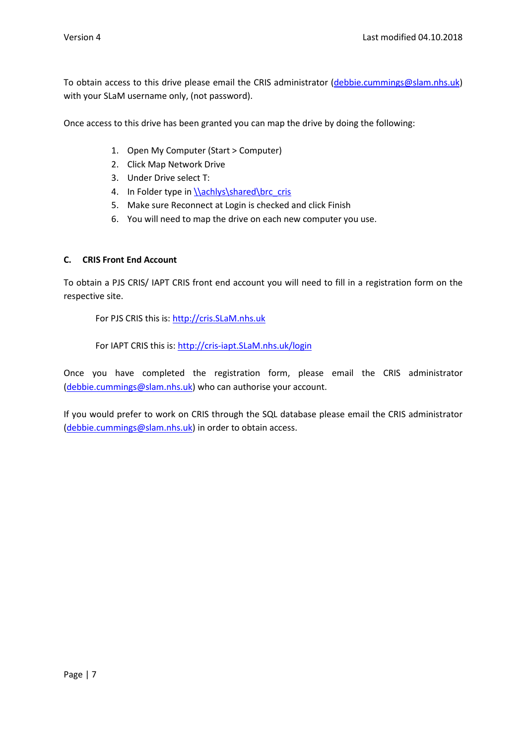To obtain access to this drive please email the CRIS administrator (debbie.cummings@slam.nhs.uk) with your SLaM username only, (not password).

Once access to this drive has been granted you can map the drive by doing the following:

1. Open My Computer (Start > Computer)
2. Click Map Network Drive
3. Under Drive select T:
4. In Folder type in \\achlys\shared\brc_cris
5. Make sure Reconnect at Login is checked and click Finish
6. You will need to map the drive on each new computer you use.

### C. CRIS Front End Account

To obtain a PJS CRIS/ IAPT CRIS front end account you will need to fill in a registration form on the respective site.

For PJS CRIS this is: http://cris.SLaM.nhs.uk

For IAPT CRIS this is: http://cris-iapt.SLaM.nhs.uk/login

Once you have completed the registration form, please email the CRIS administrator (debbie.cummings@slam.nhs.uk) who can authorise your account.

If you would prefer to work on CRIS through the SQL database please email the CRIS administrator (debbie.cummings@slam.nhs.uk) in order to obtain access.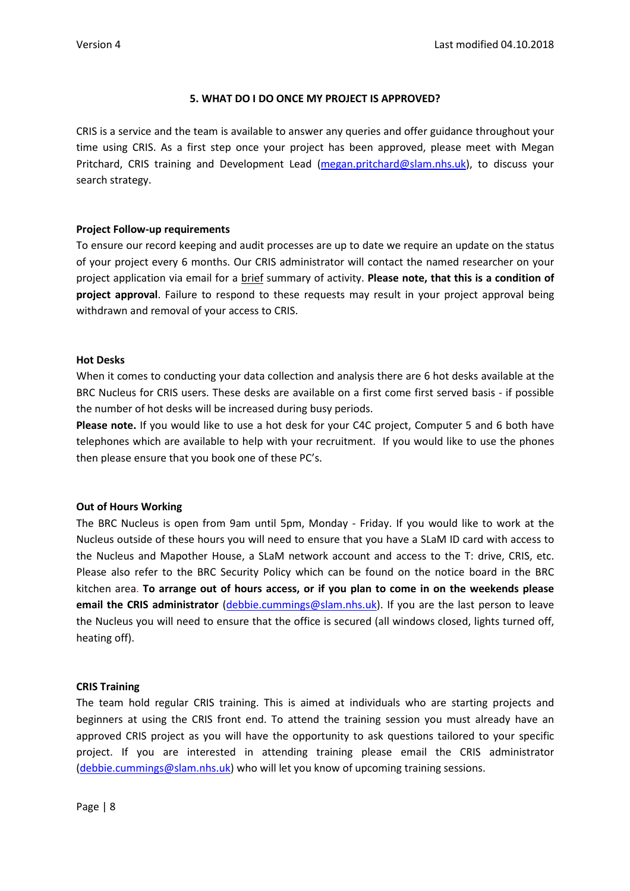## 5. WHAT DO I DO ONCE MY PROJECT IS APPROVED?

CRIS is a service and the team is available to answer any queries and offer guidance throughout your time using CRIS. As a first step once your project has been approved, please meet with Megan Pritchard, CRIS training and Development Lead (megan.pritchard@slam.nhs.uk), to discuss your search strategy.

### Project Follow-up requirements

To ensure our record keeping and audit processes are up to date we require an update on the status of your project every 6 months. Our CRIS administrator will contact the named researcher on your project application via email for a brief summary of activity. **Please note, that this is a condition of project approval**. Failure to respond to these requests may result in your project approval being withdrawn and removal of your access to CRIS.

### Hot Desks

When it comes to conducting your data collection and analysis there are 6 hot desks available at the BRC Nucleus for CRIS users. These desks are available on a first come first served basis - if possible the number of hot desks will be increased during busy periods.

**Please note.** If you would like to use a hot desk for your C4C project, Computer 5 and 6 both have telephones which are available to help with your recruitment. If you would like to use the phones then please ensure that you book one of these PC's.

### Out of Hours Working

The BRC Nucleus is open from 9am until 5pm, Monday - Friday. If you would like to work at the Nucleus outside of these hours you will need to ensure that you have a SLaM ID card with access to the Nucleus and Mapother House, a SLaM network account and access to the T: drive, CRIS, etc. Please also refer to the BRC Security Policy which can be found on the notice board in the BRC kitchen area. **To arrange out of hours access, or if you plan to come in on the weekends please email the CRIS administrator** (debbie.cummings@slam.nhs.uk). If you are the last person to leave the Nucleus you will need to ensure that the office is secured (all windows closed, lights turned off, heating off).

### CRIS Training

The team hold regular CRIS training. This is aimed at individuals who are starting projects and beginners at using the CRIS front end. To attend the training session you must already have an approved CRIS project as you will have the opportunity to ask questions tailored to your specific project. If you are interested in attending training please email the CRIS administrator (debbie.cummings@slam.nhs.uk) who will let you know of upcoming training sessions.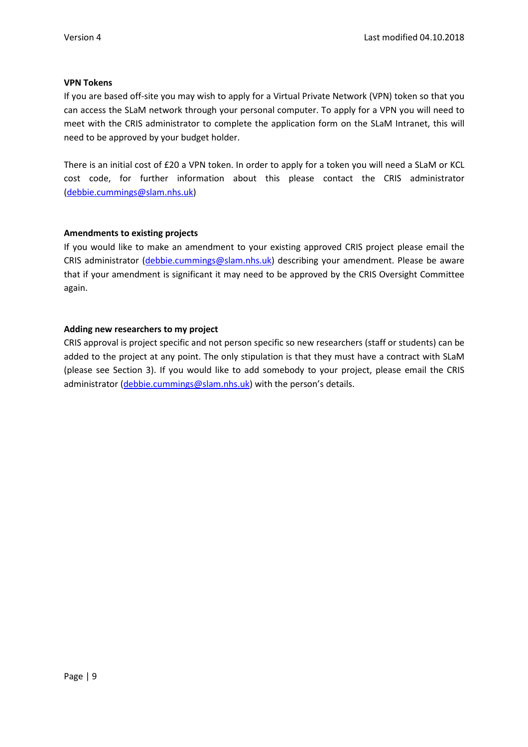**VPN Tokens**

If you are based off-site you may wish to apply for a Virtual Private Network (VPN) token so that you can access the SLaM network through your personal computer. To apply for a VPN you will need to meet with the CRIS administrator to complete the application form on the SLaM Intranet, this will need to be approved by your budget holder.

There is an initial cost of £20 a VPN token. In order to apply for a token you will need a SLaM or KCL cost code, for further information about this please contact the CRIS administrator (debbie.cummings@slam.nhs.uk)

**Amendments to existing projects**

If you would like to make an amendment to your existing approved CRIS project please email the CRIS administrator (debbie.cummings@slam.nhs.uk) describing your amendment. Please be aware that if your amendment is significant it may need to be approved by the CRIS Oversight Committee again.

**Adding new researchers to my project**

CRIS approval is project specific and not person specific so new researchers (staff or students) can be added to the project at any point. The only stipulation is that they must have a contract with SLaM (please see Section 3). If you would like to add somebody to your project, please email the CRIS administrator (debbie.cummings@slam.nhs.uk) with the person's details.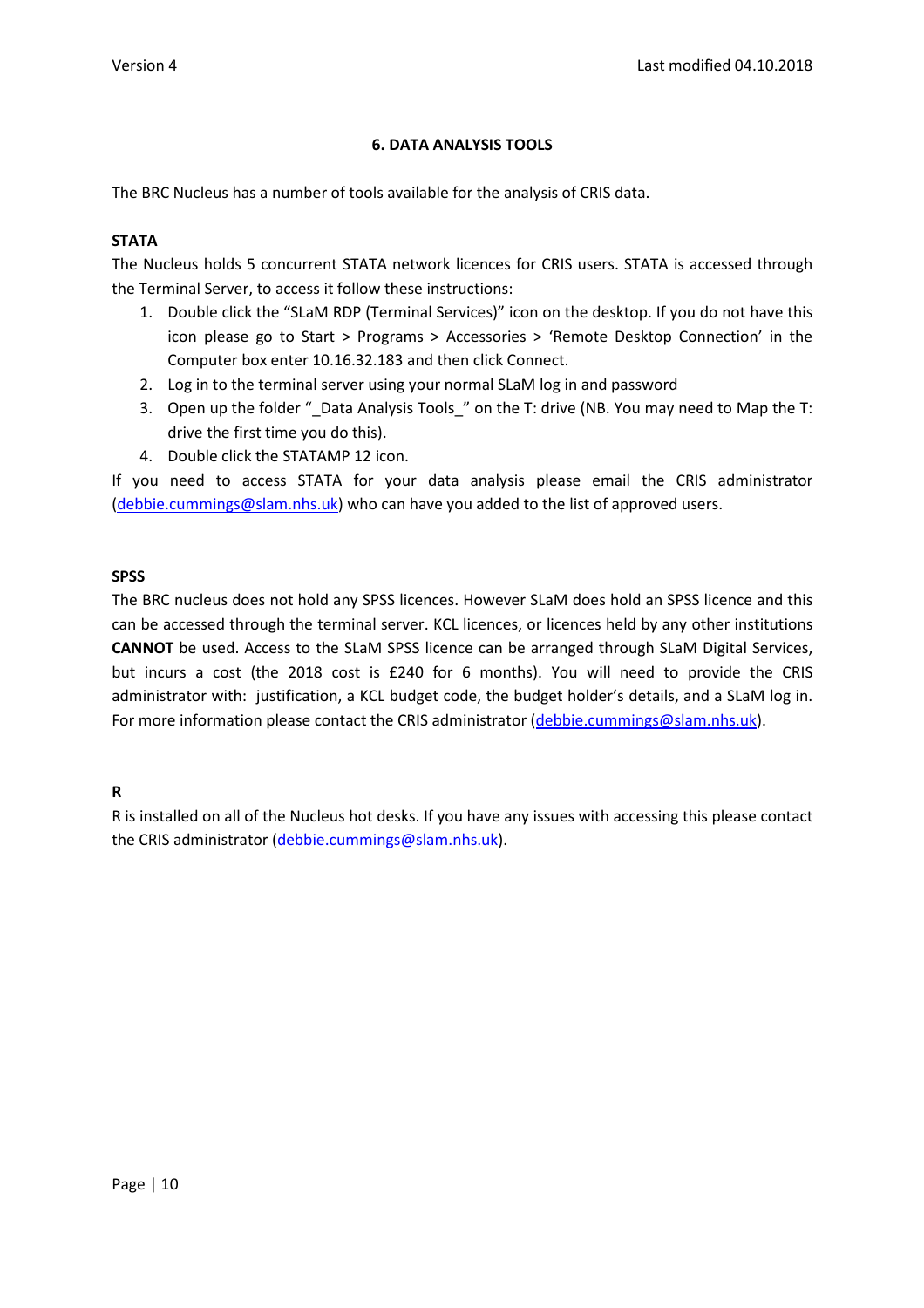## 6. DATA ANALYSIS TOOLS

The BRC Nucleus has a number of tools available for the analysis of CRIS data.

**STATA**

The Nucleus holds 5 concurrent STATA network licences for CRIS users. STATA is accessed through the Terminal Server, to access it follow these instructions:

1. Double click the "SLaM RDP (Terminal Services)" icon on the desktop. If you do not have this icon please go to Start > Programs > Accessories > 'Remote Desktop Connection' in the Computer box enter 10.16.32.183 and then click Connect.
2. Log in to the terminal server using your normal SLaM log in and password
3. Open up the folder "_Data Analysis Tools_" on the T: drive (NB. You may need to Map the T: drive the first time you do this).
4. Double click the STATAMP 12 icon.

If you need to access STATA for your data analysis please email the CRIS administrator (debbie.cummings@slam.nhs.uk) who can have you added to the list of approved users.

**SPSS**

The BRC nucleus does not hold any SPSS licences. However SLaM does hold an SPSS licence and this can be accessed through the terminal server. KCL licences, or licences held by any other institutions **CANNOT** be used. Access to the SLaM SPSS licence can be arranged through SLaM Digital Services, but incurs a cost (the 2018 cost is £240 for 6 months). You will need to provide the CRIS administrator with: justification, a KCL budget code, the budget holder's details, and a SLaM log in. For more information please contact the CRIS administrator (debbie.cummings@slam.nhs.uk).

**R**

R is installed on all of the Nucleus hot desks. If you have any issues with accessing this please contact the CRIS administrator (debbie.cummings@slam.nhs.uk).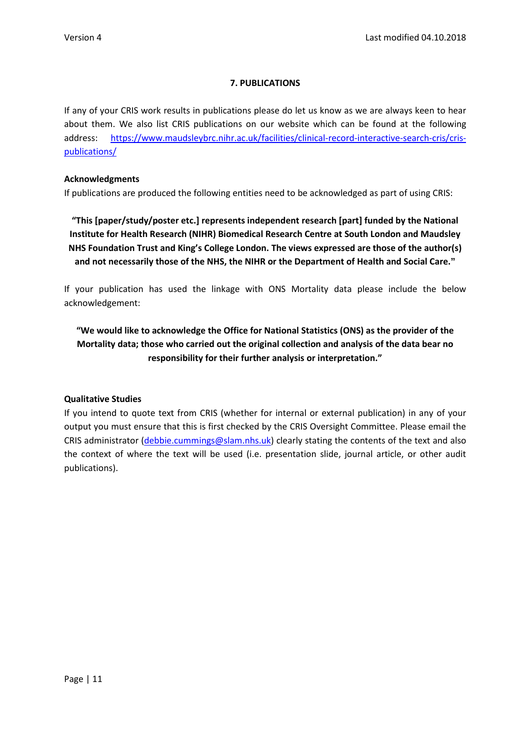## 7. PUBLICATIONS

If any of your CRIS work results in publications please do let us know as we are always keen to hear about them. We also list CRIS publications on our website which can be found at the following address: [https://www.maudsleybrc.nihr.ac.uk/facilities/clinical-record-interactive-search-cris/cris-publications/](https://www.maudsleybrc.nihr.ac.uk/facilities/clinical-record-interactive-search-cris/cris-publications/)

### Acknowledgments

If publications are produced the following entities need to be acknowledged as part of using CRIS:

**"This [paper/study/poster etc.] represents independent research [part] funded by the National Institute for Health Research (NIHR) Biomedical Research Centre at South London and Maudsley NHS Foundation Trust and King's College London. The views expressed are those of the author(s) and not necessarily those of the NHS, the NIHR or the Department of Health and Social Care."**

If your publication has used the linkage with ONS Mortality data please include the below acknowledgement:

**"We would like to acknowledge the Office for National Statistics (ONS) as the provider of the Mortality data; those who carried out the original collection and analysis of the data bear no responsibility for their further analysis or interpretation."**

### Qualitative Studies

If you intend to quote text from CRIS (whether for internal or external publication) in any of your output you must ensure that this is first checked by the CRIS Oversight Committee. Please email the CRIS administrator ([debbie.cummings@slam.nhs.uk](mailto:debbie.cummings@slam.nhs.uk)) clearly stating the contents of the text and also the context of where the text will be used (i.e. presentation slide, journal article, or other audit publications).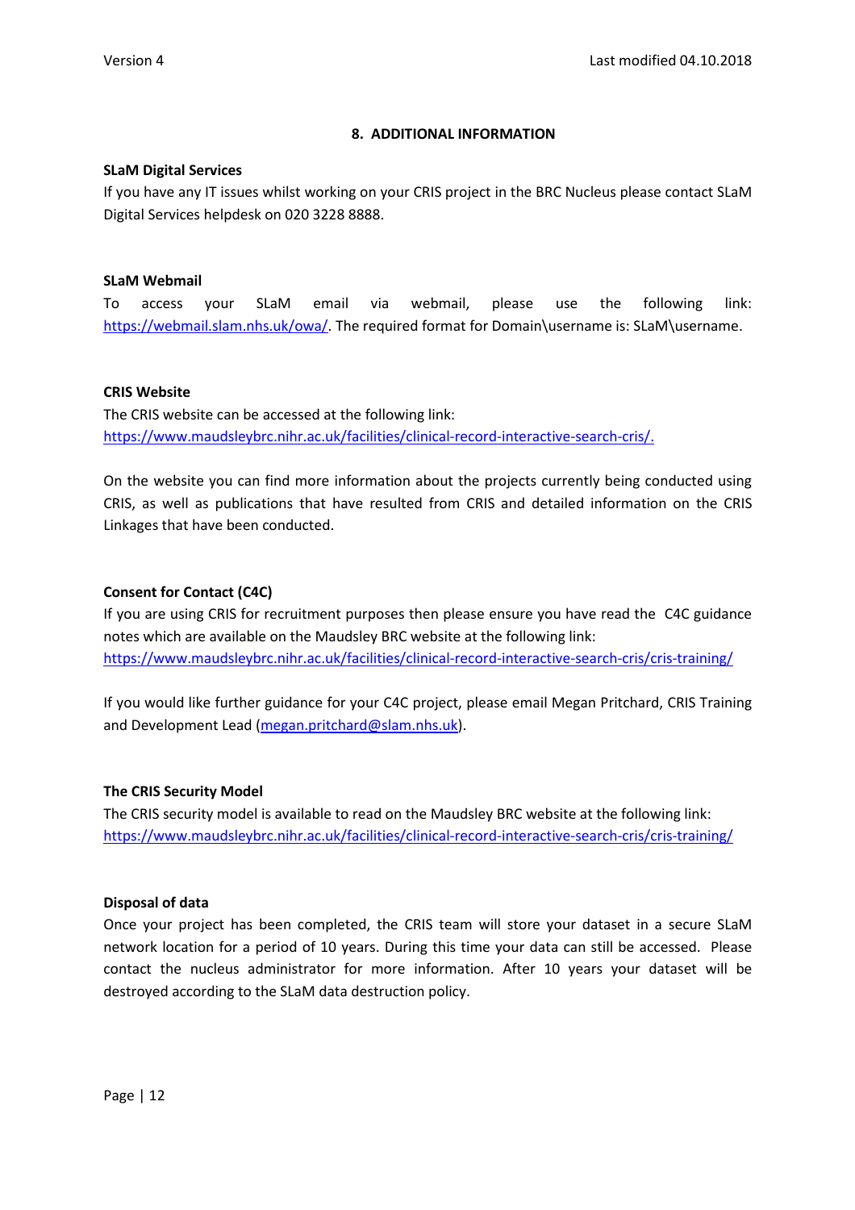## 8. ADDITIONAL INFORMATION

**SLaM Digital Services**

If you have any IT issues whilst working on your CRIS project in the BRC Nucleus please contact SLaM Digital Services helpdesk on 020 3228 8888.

**SLaM Webmail**

To access your SLaM email via webmail, please use the following link: https://webmail.slam.nhs.uk/owa/. The required format for Domain\username is: SLaM\username.

**CRIS Website**

The CRIS website can be accessed at the following link:
https://www.maudsleybrc.nihr.ac.uk/facilities/clinical-record-interactive-search-cris/.

On the website you can find more information about the projects currently being conducted using CRIS, as well as publications that have resulted from CRIS and detailed information on the CRIS Linkages that have been conducted.

**Consent for Contact (C4C)**

If you are using CRIS for recruitment purposes then please ensure you have read the C4C guidance notes which are available on the Maudsley BRC website at the following link:
https://www.maudsleybrc.nihr.ac.uk/facilities/clinical-record-interactive-search-cris/cris-training/

If you would like further guidance for your C4C project, please email Megan Pritchard, CRIS Training and Development Lead (megan.pritchard@slam.nhs.uk).

**The CRIS Security Model**

The CRIS security model is available to read on the Maudsley BRC website at the following link:
https://www.maudsleybrc.nihr.ac.uk/facilities/clinical-record-interactive-search-cris/cris-training/

**Disposal of data**

Once your project has been completed, the CRIS team will store your dataset in a secure SLaM network location for a period of 10 years. During this time your data can still be accessed. Please contact the nucleus administrator for more information. After 10 years your dataset will be destroyed according to the SLaM data destruction policy.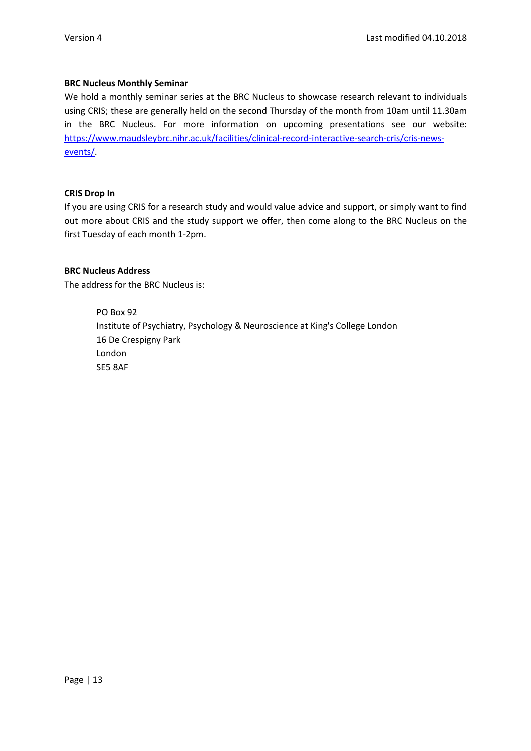**BRC Nucleus Monthly Seminar**

We hold a monthly seminar series at the BRC Nucleus to showcase research relevant to individuals using CRIS; these are generally held on the second Thursday of the month from 10am until 11.30am in the BRC Nucleus. For more information on upcoming presentations see our website: [https://www.maudsleybrc.nihr.ac.uk/facilities/clinical-record-interactive-search-cris/cris-news-events/](https://www.maudsleybrc.nihr.ac.uk/facilities/clinical-record-interactive-search-cris/cris-news-events/).

**CRIS Drop In**

If you are using CRIS for a research study and would value advice and support, or simply want to find out more about CRIS and the study support we offer, then come along to the BRC Nucleus on the first Tuesday of each month 1-2pm.

**BRC Nucleus Address**

The address for the BRC Nucleus is:

> PO Box 92
> Institute of Psychiatry, Psychology & Neuroscience at King's College London
> 16 De Crespigny Park
> London
> SE5 8AF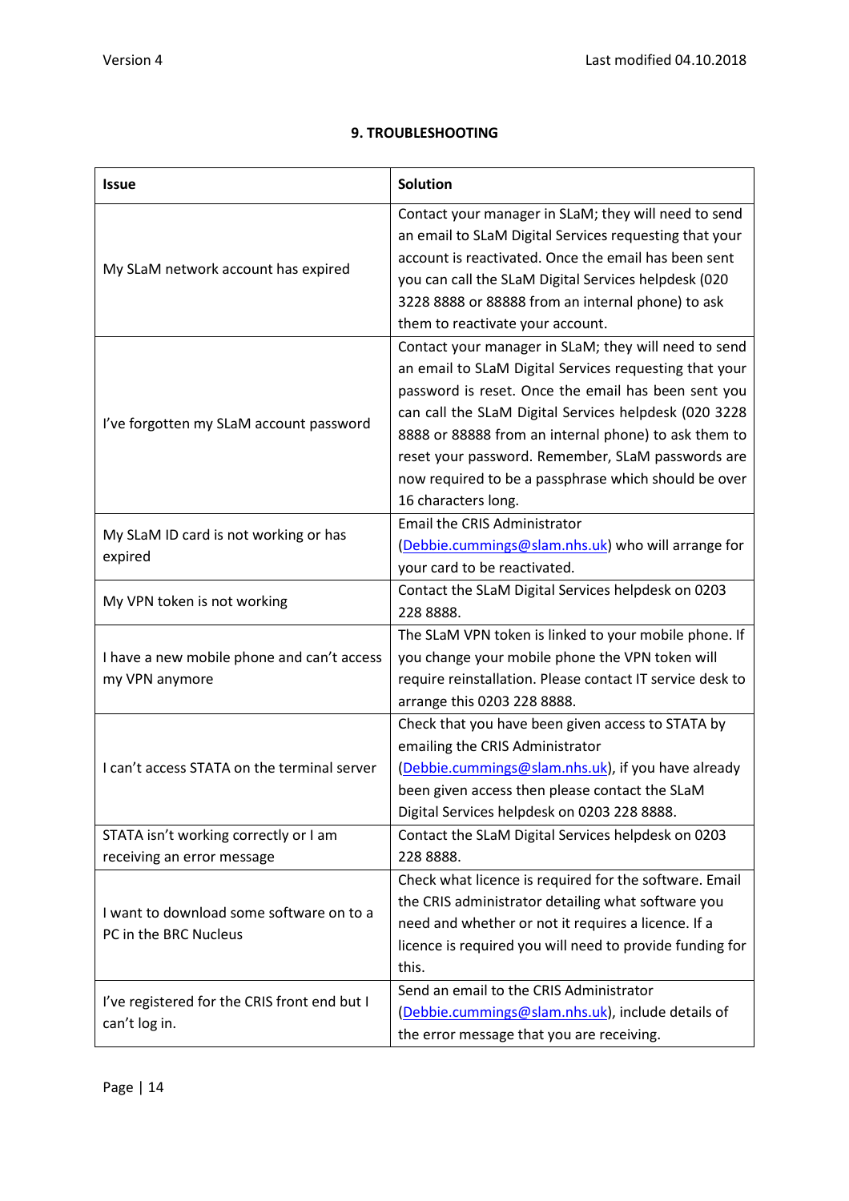## 9. TROUBLESHOOTING

| Issue | Solution |
|---|---|
| My SLaM network account has expired | Contact your manager in SLaM; they will need to send an email to SLaM Digital Services requesting that your account is reactivated. Once the email has been sent you can call the SLaM Digital Services helpdesk (020 3228 8888 or 88888 from an internal phone) to ask them to reactivate your account. |
| I've forgotten my SLaM account password | Contact your manager in SLaM; they will need to send an email to SLaM Digital Services requesting that your password is reset. Once the email has been sent you can call the SLaM Digital Services helpdesk (020 3228 8888 or 88888 from an internal phone) to ask them to reset your password. Remember, SLaM passwords are now required to be a passphrase which should be over 16 characters long. |
| My SLaM ID card is not working or has expired | Email the CRIS Administrator (Debbie.cummings@slam.nhs.uk) who will arrange for your card to be reactivated. |
| My VPN token is not working | Contact the SLaM Digital Services helpdesk on 0203 228 8888. |
| I have a new mobile phone and can't access my VPN anymore | The SLaM VPN token is linked to your mobile phone. If you change your mobile phone the VPN token will require reinstallation. Please contact IT service desk to arrange this 0203 228 8888. |
| I can't access STATA on the terminal server | Check that you have been given access to STATA by emailing the CRIS Administrator (Debbie.cummings@slam.nhs.uk), if you have already been given access then please contact the SLaM Digital Services helpdesk on 0203 228 8888. |
| STATA isn't working correctly or I am receiving an error message | Contact the SLaM Digital Services helpdesk on 0203 228 8888. |
| I want to download some software on to a PC in the BRC Nucleus | Check what licence is required for the software. Email the CRIS administrator detailing what software you need and whether or not it requires a licence. If a licence is required you will need to provide funding for this. |
| I've registered for the CRIS front end but I can't log in. | Send an email to the CRIS Administrator (Debbie.cummings@slam.nhs.uk), include details of the error message that you are receiving. |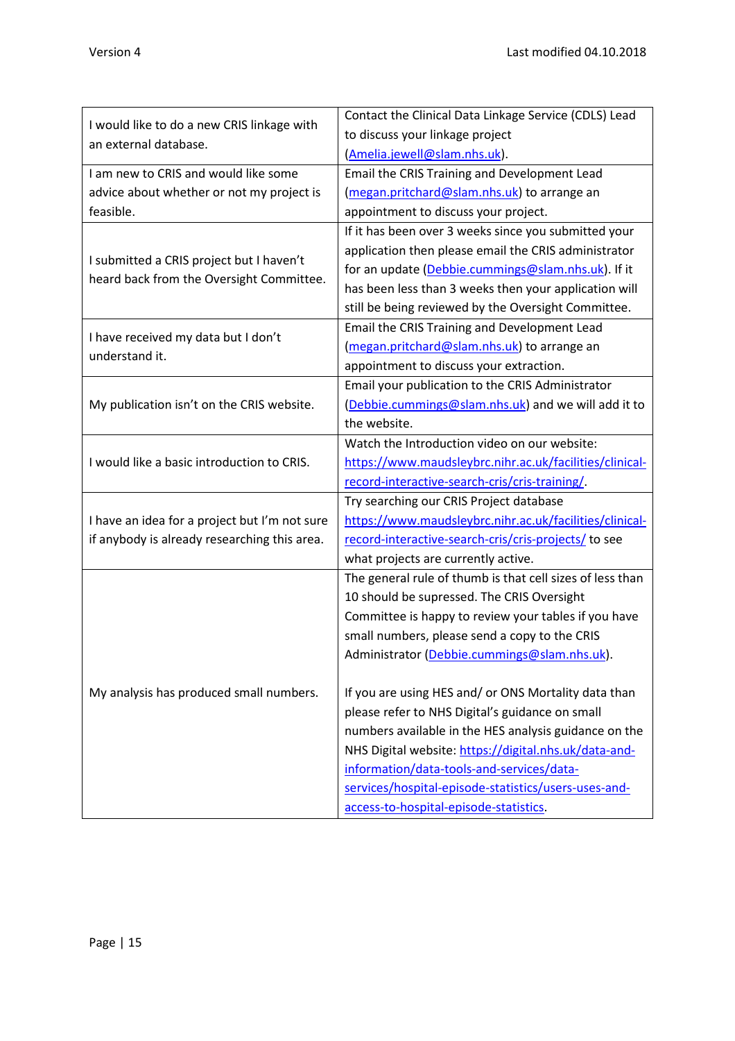| | |
|---|---|
| I would like to do a new CRIS linkage with an external database. | Contact the Clinical Data Linkage Service (CDLS) Lead to discuss your linkage project (Amelia.jewell@slam.nhs.uk). |
| I am new to CRIS and would like some advice about whether or not my project is feasible. | Email the CRIS Training and Development Lead (megan.pritchard@slam.nhs.uk) to arrange an appointment to discuss your project. |
| I submitted a CRIS project but I haven't heard back from the Oversight Committee. | If it has been over 3 weeks since you submitted your application then please email the CRIS administrator for an update (Debbie.cummings@slam.nhs.uk). If it has been less than 3 weeks then your application will still be being reviewed by the Oversight Committee. |
| I have received my data but I don't understand it. | Email the CRIS Training and Development Lead (megan.pritchard@slam.nhs.uk) to arrange an appointment to discuss your extraction. |
| My publication isn't on the CRIS website. | Email your publication to the CRIS Administrator (Debbie.cummings@slam.nhs.uk) and we will add it to the website. |
| I would like a basic introduction to CRIS. | Watch the Introduction video on our website: https://www.maudsleybrc.nihr.ac.uk/facilities/clinical-record-interactive-search-cris/cris-training/. |
| I have an idea for a project but I'm not sure if anybody is already researching this area. | Try searching our CRIS Project database https://www.maudsleybrc.nihr.ac.uk/facilities/clinical-record-interactive-search-cris/cris-projects/ to see what projects are currently active. |
| My analysis has produced small numbers. | The general rule of thumb is that cell sizes of less than 10 should be supressed. The CRIS Oversight Committee is happy to review your tables if you have small numbers, please send a copy to the CRIS Administrator (Debbie.cummings@slam.nhs.uk).<br><br>If you are using HES and/ or ONS Mortality data than please refer to NHS Digital's guidance on small numbers available in the HES analysis guidance on the NHS Digital website: https://digital.nhs.uk/data-and-information/data-tools-and-services/data-services/hospital-episode-statistics/users-uses-and-access-to-hospital-episode-statistics. |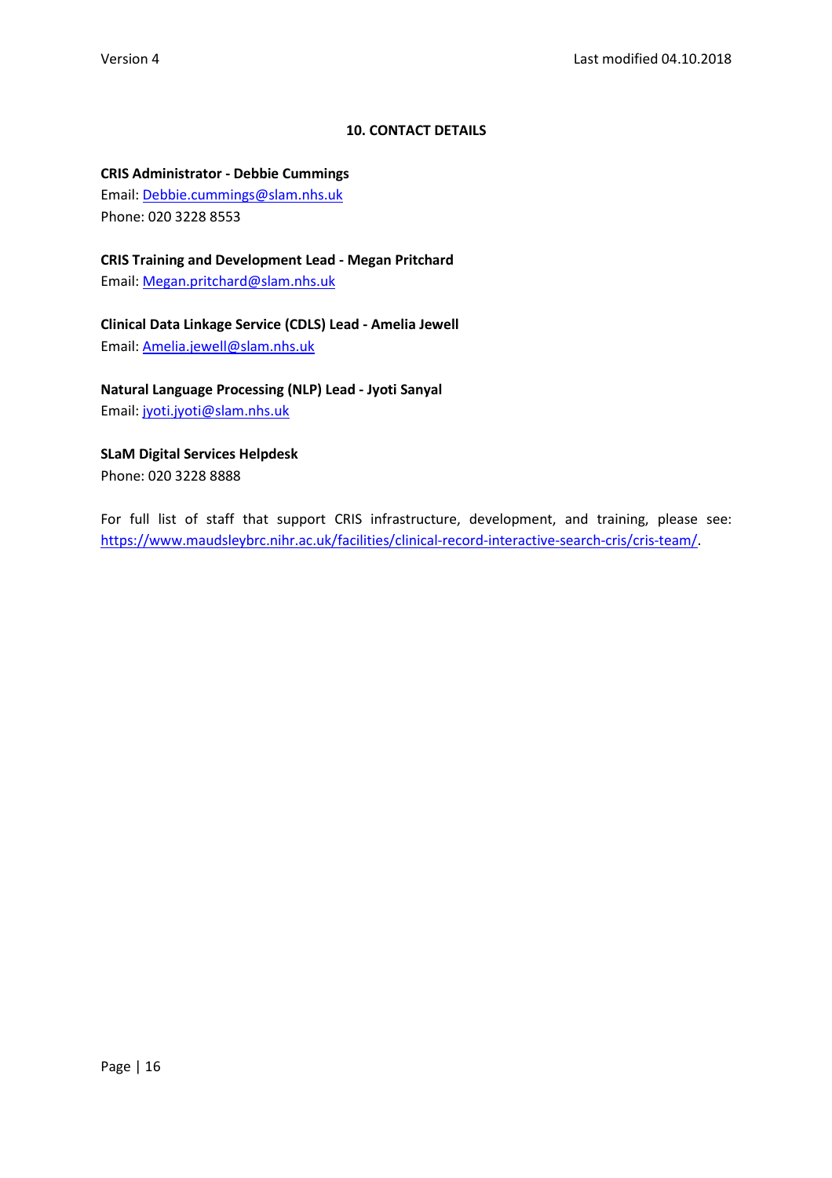## 10. CONTACT DETAILS

**CRIS Administrator - Debbie Cummings**
Email: Debbie.cummings@slam.nhs.uk
Phone: 020 3228 8553

**CRIS Training and Development Lead - Megan Pritchard**
Email: Megan.pritchard@slam.nhs.uk

**Clinical Data Linkage Service (CDLS) Lead - Amelia Jewell**
Email: Amelia.jewell@slam.nhs.uk

**Natural Language Processing (NLP) Lead - Jyoti Sanyal**
Email: jyoti.jyoti@slam.nhs.uk

**SLaM Digital Services Helpdesk**
Phone: 020 3228 8888

For full list of staff that support CRIS infrastructure, development, and training, please see: https://www.maudsleybrc.nihr.ac.uk/facilities/clinical-record-interactive-search-cris/cris-team/.